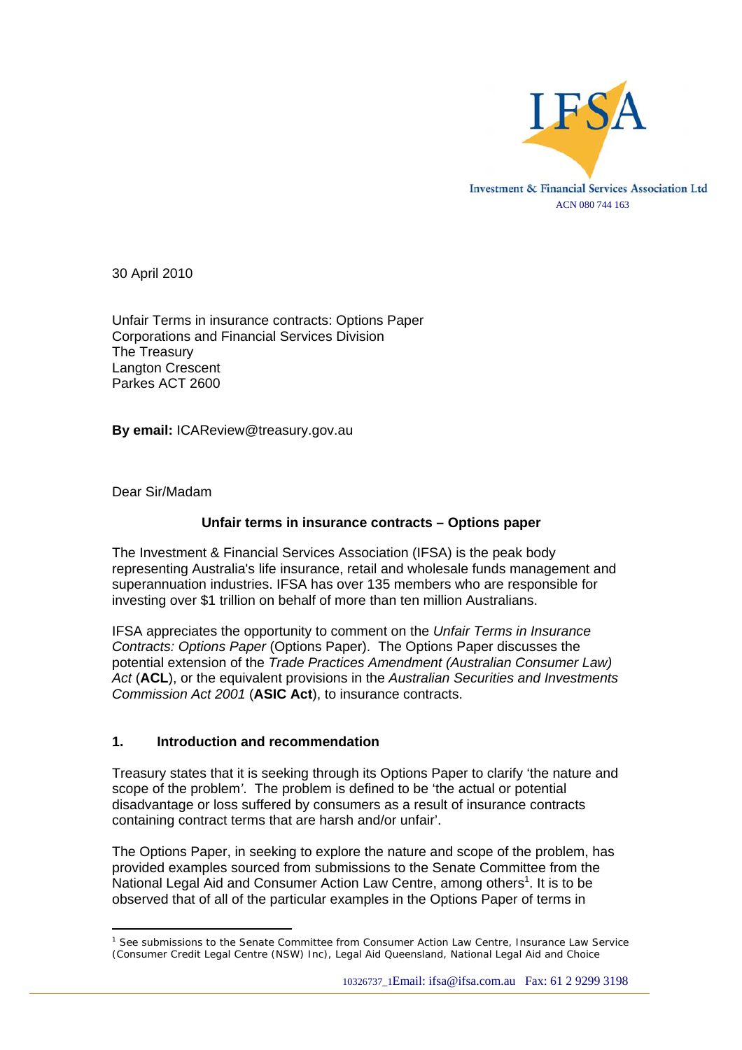IFSA

Investment & Financial Services Association Ltd
ACN 080 744 163

30 April 2010

Unfair Terms in insurance contracts: Options Paper
Corporations and Financial Services Division
The Treasury
Langton Crescent
Parkes ACT 2600

**By email:** ICAReview@treasury.gov.au

Dear Sir/Madam

**Unfair terms in insurance contracts – Options paper**

The Investment & Financial Services Association (IFSA) is the peak body representing Australia's life insurance, retail and wholesale funds management and superannuation industries. IFSA has over 135 members who are responsible for investing over $1 trillion on behalf of more than ten million Australians.

IFSA appreciates the opportunity to comment on the *Unfair Terms in Insurance Contracts: Options Paper* (Options Paper). The Options Paper discusses the potential extension of the *Trade Practices Amendment (Australian Consumer Law) Act* (**ACL**), or the equivalent provisions in the *Australian Securities and Investments Commission Act 2001* (**ASIC Act**), to insurance contracts.

## 1. Introduction and recommendation

Treasury states that it is seeking through its Options Paper to clarify 'the nature and scope of the problem'. The problem is defined to be 'the actual or potential disadvantage or loss suffered by consumers as a result of insurance contracts containing contract terms that are harsh and/or unfair'.

The Options Paper, in seeking to explore the nature and scope of the problem, has provided examples sourced from submissions to the Senate Committee from the National Legal Aid and Consumer Action Law Centre, among others[1]. It is to be observed that of all of the particular examples in the Options Paper of terms in

[1] See submissions to the Senate Committee from Consumer Action Law Centre, Insurance Law Service (Consumer Credit Legal Centre (NSW) Inc), Legal Aid Queensland, National Legal Aid and Choice

10326737_1Email: ifsa@ifsa.com.au Fax: 61 2 9299 3198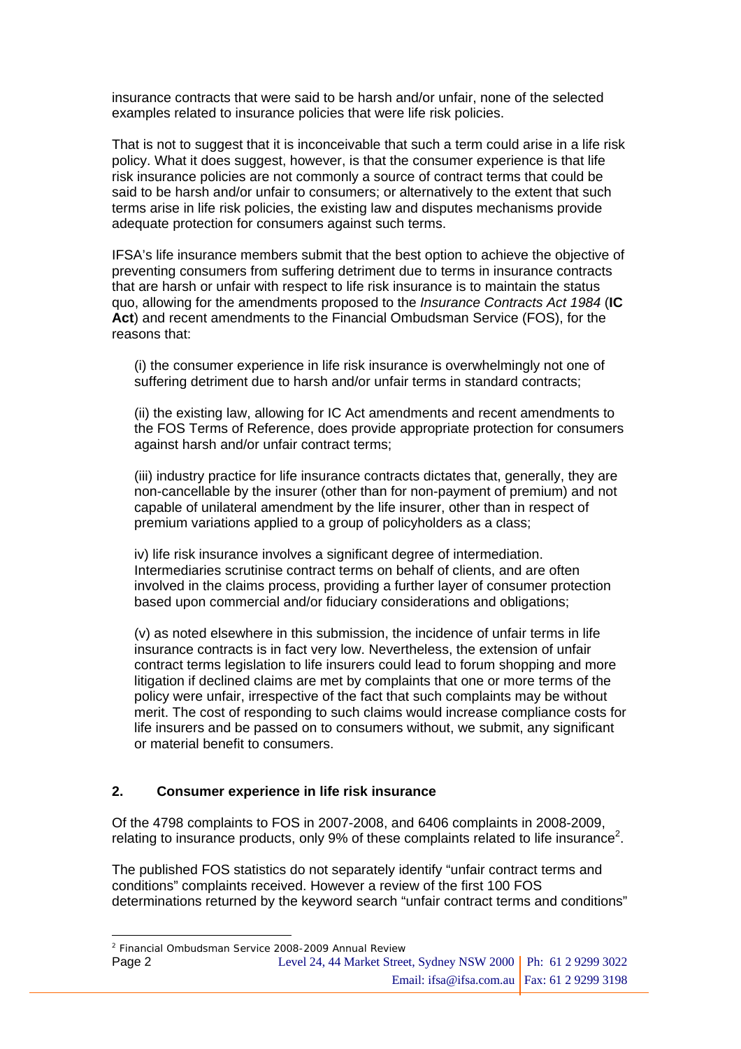insurance contracts that were said to be harsh and/or unfair, none of the selected examples related to insurance policies that were life risk policies.

That is not to suggest that it is inconceivable that such a term could arise in a life risk policy. What it does suggest, however, is that the consumer experience is that life risk insurance policies are not commonly a source of contract terms that could be said to be harsh and/or unfair to consumers; or alternatively to the extent that such terms arise in life risk policies, the existing law and disputes mechanisms provide adequate protection for consumers against such terms.

IFSA's life insurance members submit that the best option to achieve the objective of preventing consumers from suffering detriment due to terms in insurance contracts that are harsh or unfair with respect to life risk insurance is to maintain the status quo, allowing for the amendments proposed to the *Insurance Contracts Act 1984* (**IC Act**) and recent amendments to the Financial Ombudsman Service (FOS), for the reasons that:

(i) the consumer experience in life risk insurance is overwhelmingly not one of suffering detriment due to harsh and/or unfair terms in standard contracts;

(ii) the existing law, allowing for IC Act amendments and recent amendments to the FOS Terms of Reference, does provide appropriate protection for consumers against harsh and/or unfair contract terms;

(iii) industry practice for life insurance contracts dictates that, generally, they are non-cancellable by the insurer (other than for non-payment of premium) and not capable of unilateral amendment by the life insurer, other than in respect of premium variations applied to a group of policyholders as a class;

iv) life risk insurance involves a significant degree of intermediation. Intermediaries scrutinise contract terms on behalf of clients, and are often involved in the claims process, providing a further layer of consumer protection based upon commercial and/or fiduciary considerations and obligations;

(v) as noted elsewhere in this submission, the incidence of unfair terms in life insurance contracts is in fact very low. Nevertheless, the extension of unfair contract terms legislation to life insurers could lead to forum shopping and more litigation if declined claims are met by complaints that one or more terms of the policy were unfair, irrespective of the fact that such complaints may be without merit. The cost of responding to such claims would increase compliance costs for life insurers and be passed on to consumers without, we submit, any significant or material benefit to consumers.

## 2. Consumer experience in life risk insurance

Of the 4798 complaints to FOS in 2007-2008, and 6406 complaints in 2008-2009, relating to insurance products, only 9% of these complaints related to life insurance[2].

The published FOS statistics do not separately identify "unfair contract terms and conditions" complaints received. However a review of the first 100 FOS determinations returned by the keyword search "unfair contract terms and conditions"

[2] Financial Ombudsman Service 2008-2009 Annual Review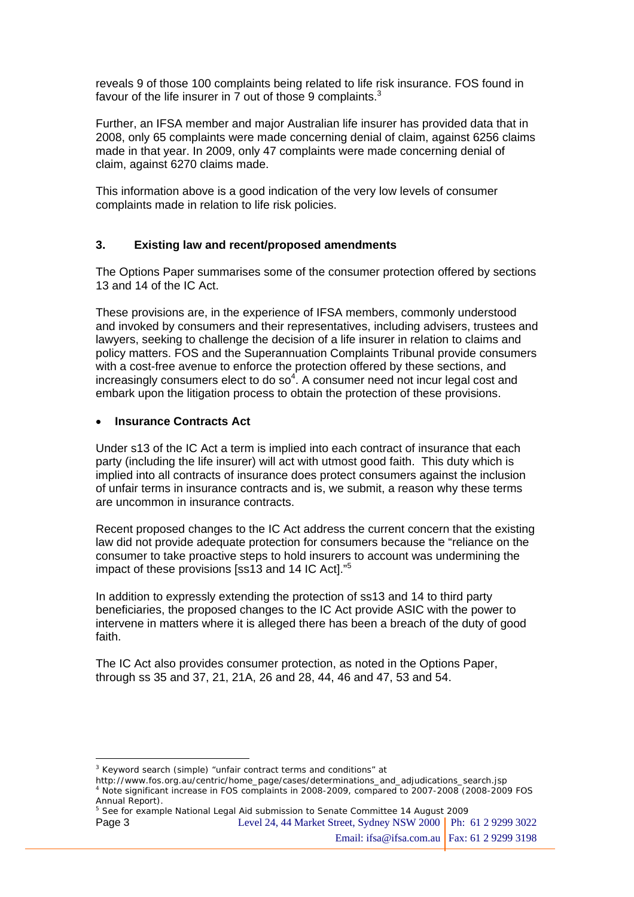reveals 9 of those 100 complaints being related to life risk insurance. FOS found in favour of the life insurer in 7 out of those 9 complaints.[3]

Further, an IFSA member and major Australian life insurer has provided data that in 2008, only 65 complaints were made concerning denial of claim, against 6256 claims made in that year. In 2009, only 47 complaints were made concerning denial of claim, against 6270 claims made.

This information above is a good indication of the very low levels of consumer complaints made in relation to life risk policies.

## 3. Existing law and recent/proposed amendments

The Options Paper summarises some of the consumer protection offered by sections 13 and 14 of the IC Act.

These provisions are, in the experience of IFSA members, commonly understood and invoked by consumers and their representatives, including advisers, trustees and lawyers, seeking to challenge the decision of a life insurer in relation to claims and policy matters. FOS and the Superannuation Complaints Tribunal provide consumers with a cost-free avenue to enforce the protection offered by these sections, and increasingly consumers elect to do so[4]. A consumer need not incur legal cost and embark upon the litigation process to obtain the protection of these provisions.

- **Insurance Contracts Act**

Under s13 of the IC Act a term is implied into each contract of insurance that each party (including the life insurer) will act with utmost good faith. This duty which is implied into all contracts of insurance does protect consumers against the inclusion of unfair terms in insurance contracts and is, we submit, a reason why these terms are uncommon in insurance contracts.

Recent proposed changes to the IC Act address the current concern that the existing law did not provide adequate protection for consumers because the "reliance on the consumer to take proactive steps to hold insurers to account was undermining the impact of these provisions [ss13 and 14 IC Act]."[5]

In addition to expressly extending the protection of ss13 and 14 to third party beneficiaries, the proposed changes to the IC Act provide ASIC with the power to intervene in matters where it is alleged there has been a breach of the duty of good faith.

The IC Act also provides consumer protection, as noted in the Options Paper, through ss 35 and 37, 21, 21A, 26 and 28, 44, 46 and 47, 53 and 54.

---

[3] Keyword search (simple) "unfair contract terms and conditions" at http://www.fos.org.au/centric/home_page/cases/determinations_and_adjudications_search.jsp

[4] Note significant increase in FOS complaints in 2008-2009, compared to 2007-2008 (2008-2009 FOS Annual Report).

[5] See for example National Legal Aid submission to Senate Committee 14 August 2009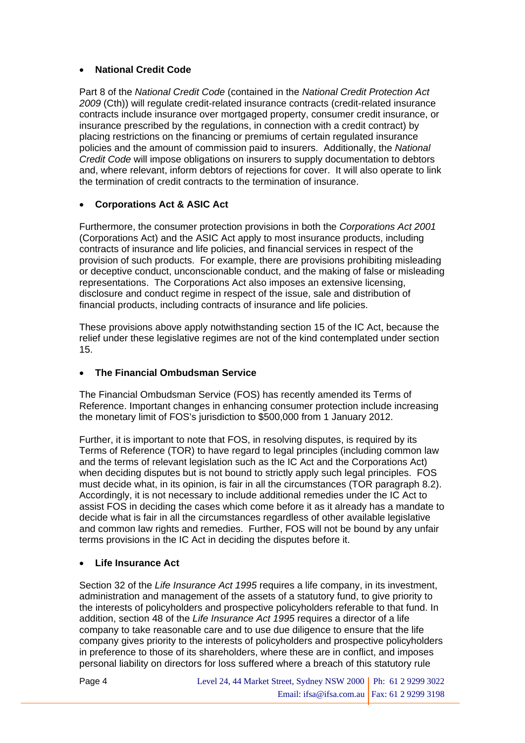- **National Credit Code**

Part 8 of the *National Credit Code* (contained in the *National Credit Protection Act 2009* (Cth)) will regulate credit-related insurance contracts (credit-related insurance contracts include insurance over mortgaged property, consumer credit insurance, or insurance prescribed by the regulations, in connection with a credit contract) by placing restrictions on the financing or premiums of certain regulated insurance policies and the amount of commission paid to insurers. Additionally, the *National Credit Code* will impose obligations on insurers to supply documentation to debtors and, where relevant, inform debtors of rejections for cover. It will also operate to link the termination of credit contracts to the termination of insurance.

- **Corporations Act & ASIC Act**

Furthermore, the consumer protection provisions in both the *Corporations Act 2001* (Corporations Act) and the ASIC Act apply to most insurance products, including contracts of insurance and life policies, and financial services in respect of the provision of such products. For example, there are provisions prohibiting misleading or deceptive conduct, unconscionable conduct, and the making of false or misleading representations. The Corporations Act also imposes an extensive licensing, disclosure and conduct regime in respect of the issue, sale and distribution of financial products, including contracts of insurance and life policies.

These provisions above apply notwithstanding section 15 of the IC Act, because the relief under these legislative regimes are not of the kind contemplated under section 15.

- **The Financial Ombudsman Service**

The Financial Ombudsman Service (FOS) has recently amended its Terms of Reference. Important changes in enhancing consumer protection include increasing the monetary limit of FOS's jurisdiction to $500,000 from 1 January 2012.

Further, it is important to note that FOS, in resolving disputes, is required by its Terms of Reference (TOR) to have regard to legal principles (including common law and the terms of relevant legislation such as the IC Act and the Corporations Act) when deciding disputes but is not bound to strictly apply such legal principles. FOS must decide what, in its opinion, is fair in all the circumstances (TOR paragraph 8.2). Accordingly, it is not necessary to include additional remedies under the IC Act to assist FOS in deciding the cases which come before it as it already has a mandate to decide what is fair in all the circumstances regardless of other available legislative and common law rights and remedies. Further, FOS will not be bound by any unfair terms provisions in the IC Act in deciding the disputes before it.

- **Life Insurance Act**

Section 32 of the *Life Insurance Act 1995* requires a life company, in its investment, administration and management of the assets of a statutory fund, to give priority to the interests of policyholders and prospective policyholders referable to that fund. In addition, section 48 of the *Life Insurance Act 1995* requires a director of a life company to take reasonable care and to use due diligence to ensure that the life company gives priority to the interests of policyholders and prospective policyholders in preference to those of its shareholders, where these are in conflict, and imposes personal liability on directors for loss suffered where a breach of this statutory rule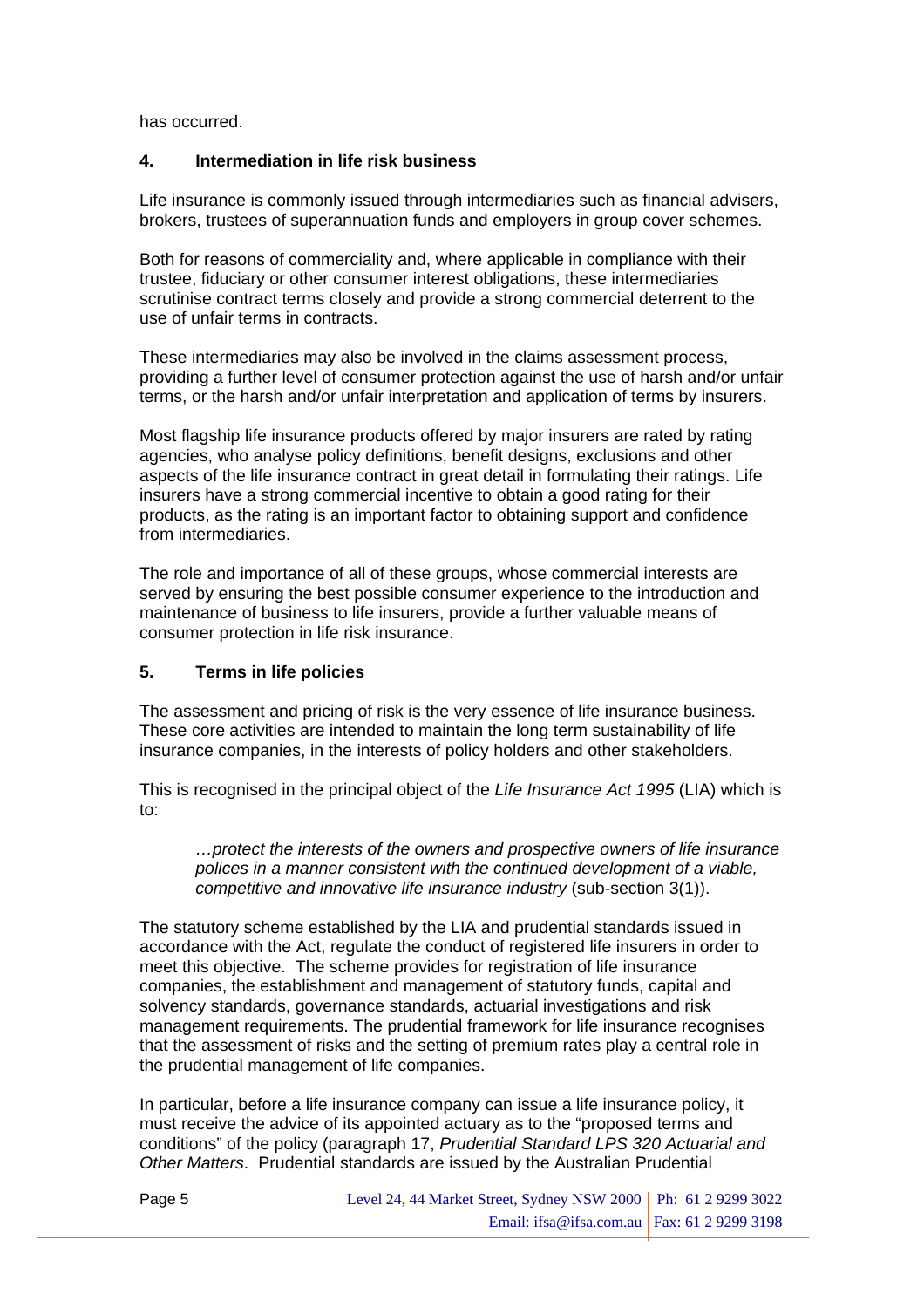has occurred.

## 4. Intermediation in life risk business

Life insurance is commonly issued through intermediaries such as financial advisers, brokers, trustees of superannuation funds and employers in group cover schemes.

Both for reasons of commerciality and, where applicable in compliance with their trustee, fiduciary or other consumer interest obligations, these intermediaries scrutinise contract terms closely and provide a strong commercial deterrent to the use of unfair terms in contracts.

These intermediaries may also be involved in the claims assessment process, providing a further level of consumer protection against the use of harsh and/or unfair terms, or the harsh and/or unfair interpretation and application of terms by insurers.

Most flagship life insurance products offered by major insurers are rated by rating agencies, who analyse policy definitions, benefit designs, exclusions and other aspects of the life insurance contract in great detail in formulating their ratings. Life insurers have a strong commercial incentive to obtain a good rating for their products, as the rating is an important factor to obtaining support and confidence from intermediaries.

The role and importance of all of these groups, whose commercial interests are served by ensuring the best possible consumer experience to the introduction and maintenance of business to life insurers, provide a further valuable means of consumer protection in life risk insurance.

## 5. Terms in life policies

The assessment and pricing of risk is the very essence of life insurance business. These core activities are intended to maintain the long term sustainability of life insurance companies, in the interests of policy holders and other stakeholders.

This is recognised in the principal object of the *Life Insurance Act 1995* (LIA) which is to:

> *…protect the interests of the owners and prospective owners of life insurance polices in a manner consistent with the continued development of a viable, competitive and innovative life insurance industry* (sub-section 3(1)).

The statutory scheme established by the LIA and prudential standards issued in accordance with the Act, regulate the conduct of registered life insurers in order to meet this objective. The scheme provides for registration of life insurance companies, the establishment and management of statutory funds, capital and solvency standards, governance standards, actuarial investigations and risk management requirements. The prudential framework for life insurance recognises that the assessment of risks and the setting of premium rates play a central role in the prudential management of life companies.

In particular, before a life insurance company can issue a life insurance policy, it must receive the advice of its appointed actuary as to the "proposed terms and conditions" of the policy (paragraph 17, *Prudential Standard LPS 320 Actuarial and Other Matters*. Prudential standards are issued by the Australian Prudential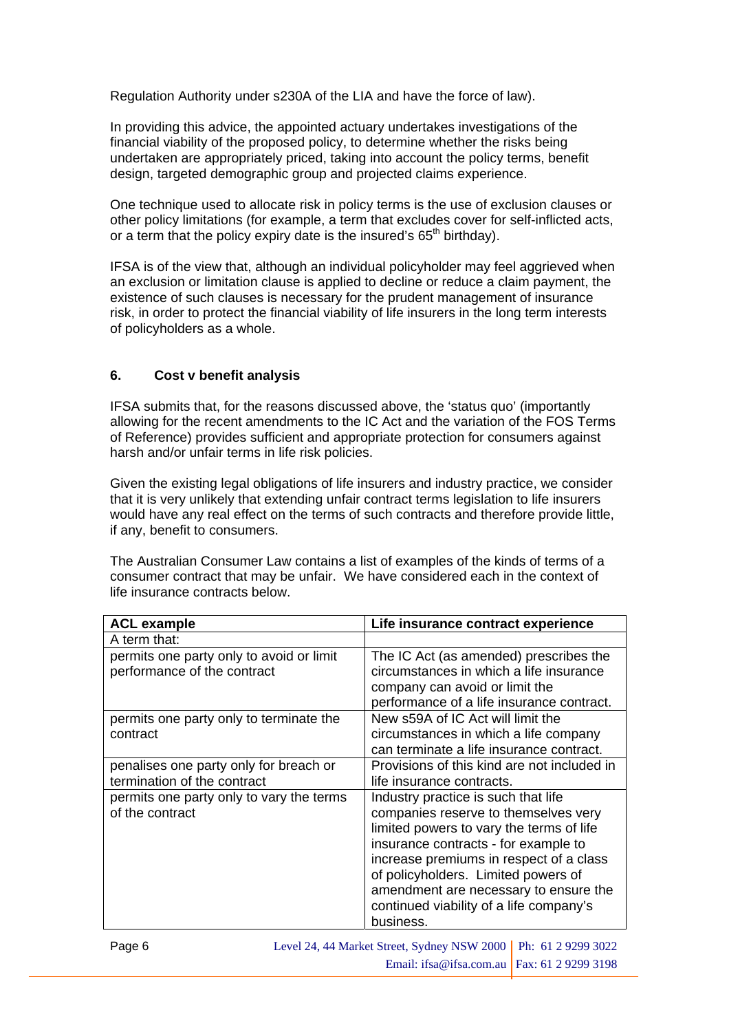Regulation Authority under s230A of the LIA and have the force of law).

In providing this advice, the appointed actuary undertakes investigations of the financial viability of the proposed policy, to determine whether the risks being undertaken are appropriately priced, taking into account the policy terms, benefit design, targeted demographic group and projected claims experience.

One technique used to allocate risk in policy terms is the use of exclusion clauses or other policy limitations (for example, a term that excludes cover for self-inflicted acts, or a term that the policy expiry date is the insured's 65th birthday).

IFSA is of the view that, although an individual policyholder may feel aggrieved when an exclusion or limitation clause is applied to decline or reduce a claim payment, the existence of such clauses is necessary for the prudent management of insurance risk, in order to protect the financial viability of life insurers in the long term interests of policyholders as a whole.

## 6. Cost v benefit analysis

IFSA submits that, for the reasons discussed above, the 'status quo' (importantly allowing for the recent amendments to the IC Act and the variation of the FOS Terms of Reference) provides sufficient and appropriate protection for consumers against harsh and/or unfair terms in life risk policies.

Given the existing legal obligations of life insurers and industry practice, we consider that it is very unlikely that extending unfair contract terms legislation to life insurers would have any real effect on the terms of such contracts and therefore provide little, if any, benefit to consumers.

The Australian Consumer Law contains a list of examples of the kinds of terms of a consumer contract that may be unfair. We have considered each in the context of life insurance contracts below.

| ACL example | Life insurance contract experience |
|---|---|
| A term that: | |
| permits one party only to avoid or limit performance of the contract | The IC Act (as amended) prescribes the circumstances in which a life insurance company can avoid or limit the performance of a life insurance contract. |
| permits one party only to terminate the contract | New s59A of IC Act will limit the circumstances in which a life company can terminate a life insurance contract. |
| penalises one party only for breach or termination of the contract | Provisions of this kind are not included in life insurance contracts. |
| permits one party only to vary the terms of the contract | Industry practice is such that life companies reserve to themselves very limited powers to vary the terms of life insurance contracts - for example to increase premiums in respect of a class of policyholders. Limited powers of amendment are necessary to ensure the continued viability of a life company's business. |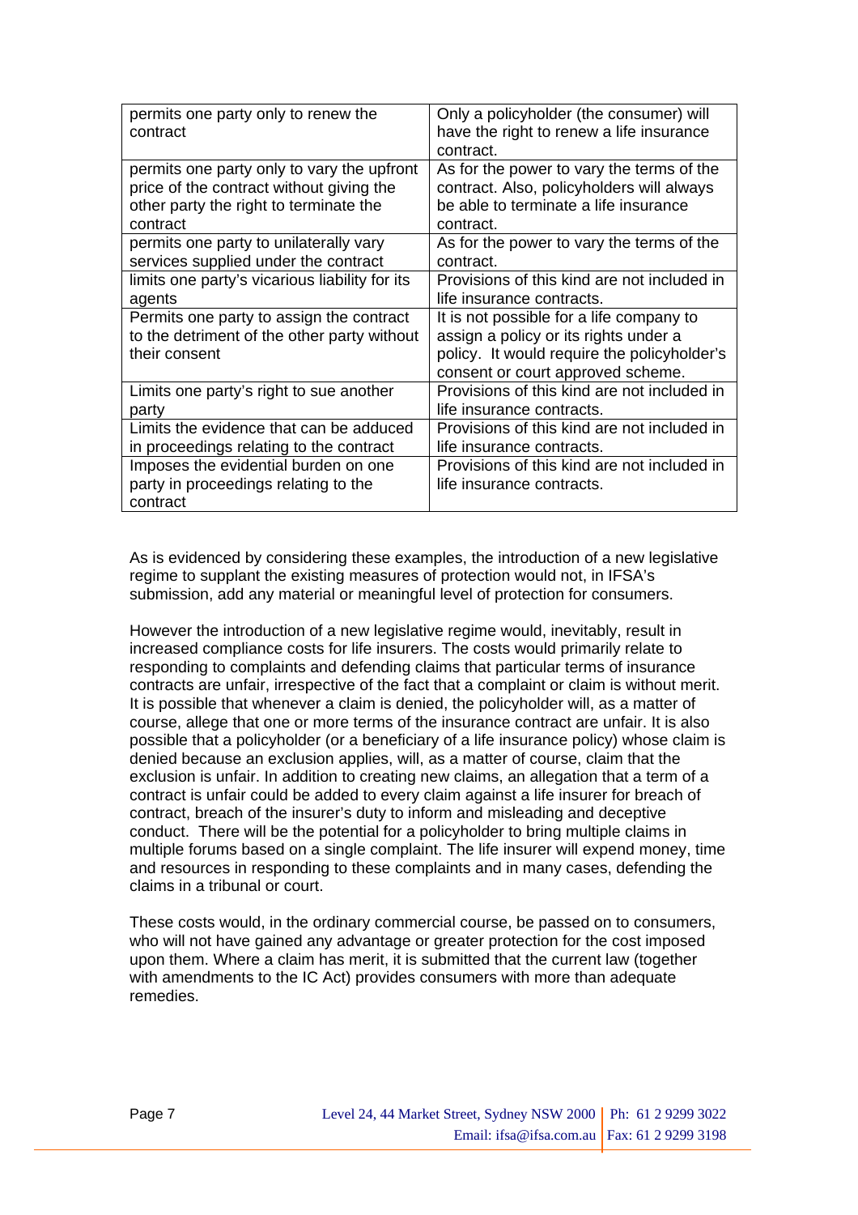| permits one party only to renew the contract | Only a policyholder (the consumer) will have the right to renew a life insurance contract. |
|---|---|
| permits one party only to vary the upfront price of the contract without giving the other party the right to terminate the contract | As for the power to vary the terms of the contract. Also, policyholders will always be able to terminate a life insurance contract. |
| permits one party to unilaterally vary services supplied under the contract | As for the power to vary the terms of the contract. |
| limits one party's vicarious liability for its agents | Provisions of this kind are not included in life insurance contracts. |
| Permits one party to assign the contract to the detriment of the other party without their consent | It is not possible for a life company to assign a policy or its rights under a policy. It would require the policyholder's consent or court approved scheme. |
| Limits one party's right to sue another party | Provisions of this kind are not included in life insurance contracts. |
| Limits the evidence that can be adduced in proceedings relating to the contract | Provisions of this kind are not included in life insurance contracts. |
| Imposes the evidential burden on one party in proceedings relating to the contract | Provisions of this kind are not included in life insurance contracts. |

As is evidenced by considering these examples, the introduction of a new legislative regime to supplant the existing measures of protection would not, in IFSA's submission, add any material or meaningful level of protection for consumers.

However the introduction of a new legislative regime would, inevitably, result in increased compliance costs for life insurers. The costs would primarily relate to responding to complaints and defending claims that particular terms of insurance contracts are unfair, irrespective of the fact that a complaint or claim is without merit. It is possible that whenever a claim is denied, the policyholder will, as a matter of course, allege that one or more terms of the insurance contract are unfair. It is also possible that a policyholder (or a beneficiary of a life insurance policy) whose claim is denied because an exclusion applies, will, as a matter of course, claim that the exclusion is unfair. In addition to creating new claims, an allegation that a term of a contract is unfair could be added to every claim against a life insurer for breach of contract, breach of the insurer's duty to inform and misleading and deceptive conduct. There will be the potential for a policyholder to bring multiple claims in multiple forums based on a single complaint. The life insurer will expend money, time and resources in responding to these complaints and in many cases, defending the claims in a tribunal or court.

These costs would, in the ordinary commercial course, be passed on to consumers, who will not have gained any advantage or greater protection for the cost imposed upon them. Where a claim has merit, it is submitted that the current law (together with amendments to the IC Act) provides consumers with more than adequate remedies.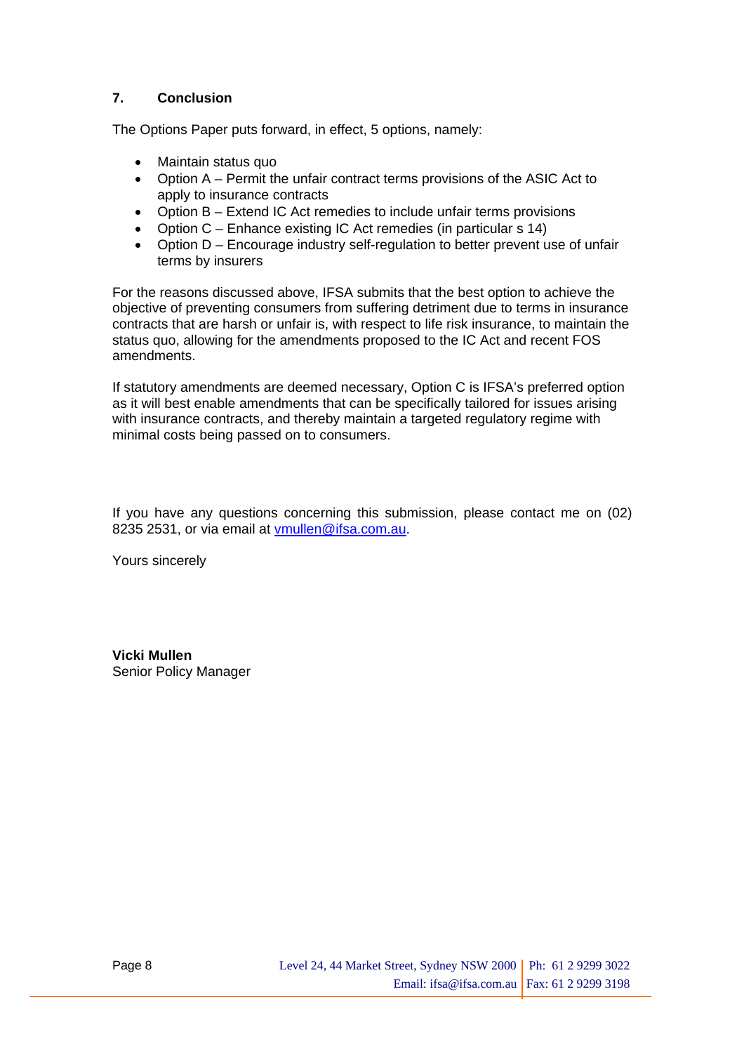## 7. Conclusion

The Options Paper puts forward, in effect, 5 options, namely:

- Maintain status quo
- Option A – Permit the unfair contract terms provisions of the ASIC Act to apply to insurance contracts
- Option B – Extend IC Act remedies to include unfair terms provisions
- Option C – Enhance existing IC Act remedies (in particular s 14)
- Option D – Encourage industry self-regulation to better prevent use of unfair terms by insurers

For the reasons discussed above, IFSA submits that the best option to achieve the objective of preventing consumers from suffering detriment due to terms in insurance contracts that are harsh or unfair is, with respect to life risk insurance, to maintain the status quo, allowing for the amendments proposed to the IC Act and recent FOS amendments.

If statutory amendments are deemed necessary, Option C is IFSA's preferred option as it will best enable amendments that can be specifically tailored for issues arising with insurance contracts, and thereby maintain a targeted regulatory regime with minimal costs being passed on to consumers.

If you have any questions concerning this submission, please contact me on (02) 8235 2531, or via email at vmullen@ifsa.com.au.

Yours sincerely

**Vicki Mullen**
Senior Policy Manager